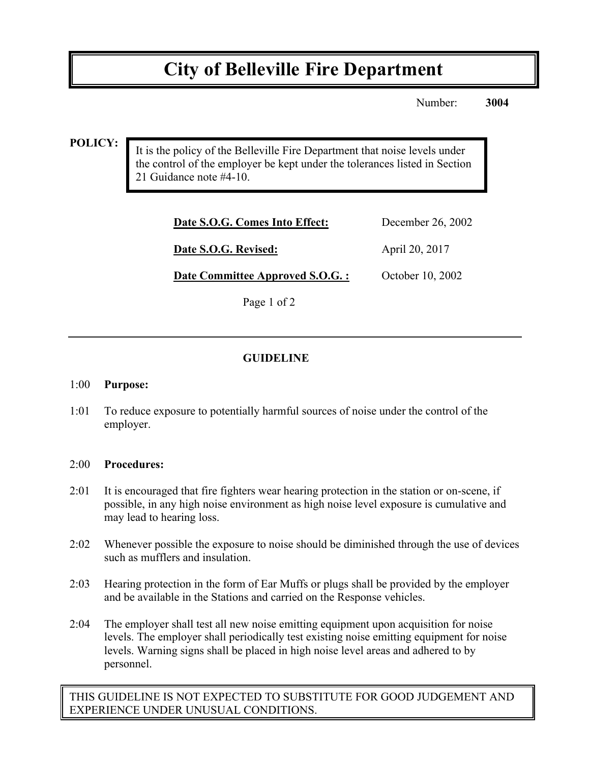# City of Belleville Fire Department

Number: **3004**

**POLICY:**

It is the policy of the Belleville Fire Department that noise levels under the control of the employer be kept under the tolerances listed in Section 21 Guidance note #4-10.

| | |
|---|---|
| **Date S.O.G. Comes Into Effect:** | December 26, 2002 |
| **Date S.O.G. Revised:** | April 20, 2017 |
| **Date Committee Approved S.O.G. :** | October 10, 2002 |

## GUIDELINE

1:00 **Purpose:**

1:01 To reduce exposure to potentially harmful sources of noise under the control of the employer.

2:00 **Procedures:**

2:01 It is encouraged that fire fighters wear hearing protection in the station or on-scene, if possible, in any high noise environment as high noise level exposure is cumulative and may lead to hearing loss.

2:02 Whenever possible the exposure to noise should be diminished through the use of devices such as mufflers and insulation.

2:03 Hearing protection in the form of Ear Muffs or plugs shall be provided by the employer and be available in the Stations and carried on the Response vehicles.

2:04 The employer shall test all new noise emitting equipment upon acquisition for noise levels. The employer shall periodically test existing noise emitting equipment for noise levels. Warning signs shall be placed in high noise level areas and adhered to by personnel.

THIS GUIDELINE IS NOT EXPECTED TO SUBSTITUTE FOR GOOD JUDGEMENT AND EXPERIENCE UNDER UNUSUAL CONDITIONS.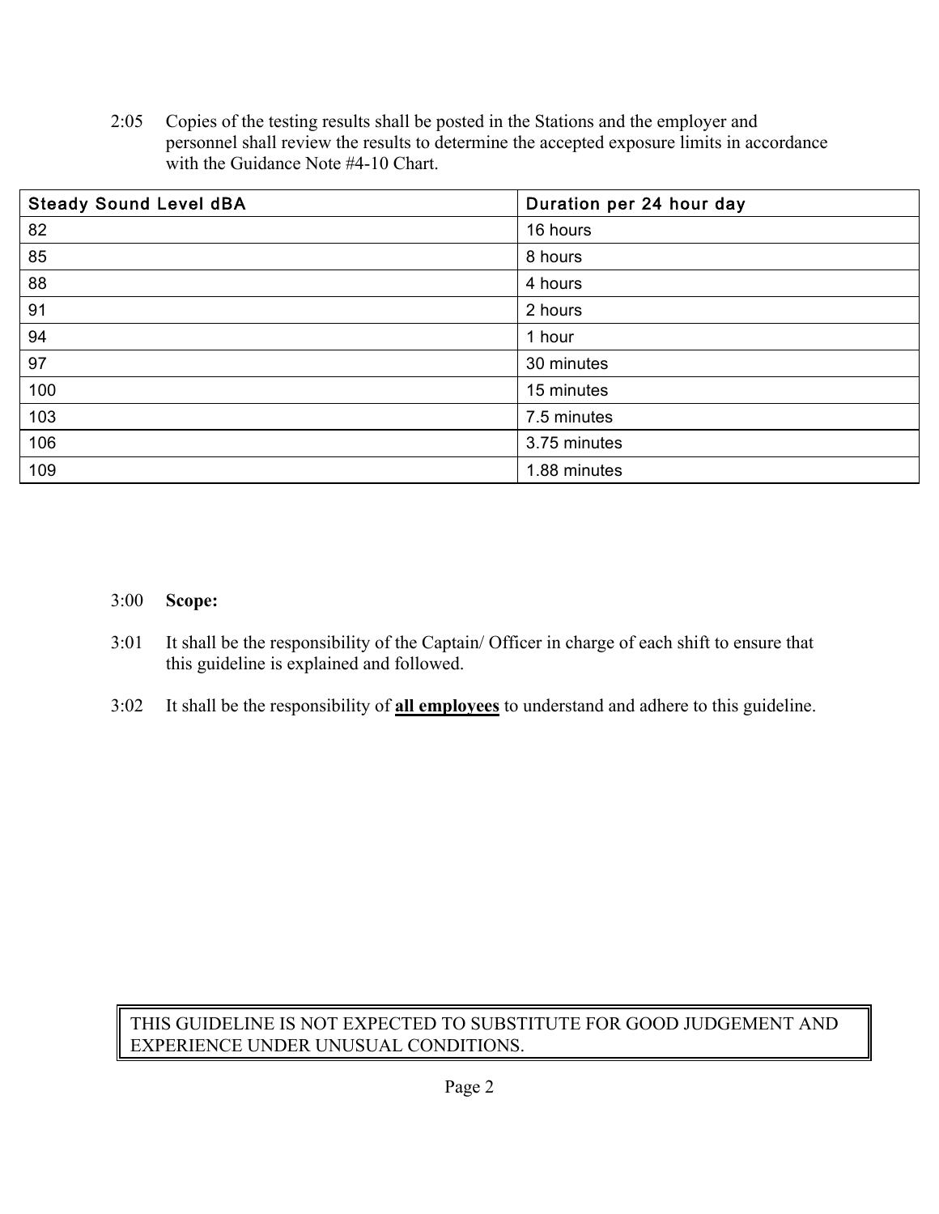2:05 Copies of the testing results shall be posted in the Stations and the employer and personnel shall review the results to determine the accepted exposure limits in accordance with the Guidance Note #4-10 Chart.

| Steady Sound Level dBA | Duration per 24 hour day |
|---|---|
| 82 | 16 hours |
| 85 | 8 hours |
| 88 | 4 hours |
| 91 | 2 hours |
| 94 | 1 hour |
| 97 | 30 minutes |
| 100 | 15 minutes |
| 103 | 7.5 minutes |
| 106 | 3.75 minutes |
| 109 | 1.88 minutes |

3:00 **Scope:**

3:01 It shall be the responsibility of the Captain/ Officer in charge of each shift to ensure that this guideline is explained and followed.

3:02 It shall be the responsibility of **all employees** to understand and adhere to this guideline.

THIS GUIDELINE IS NOT EXPECTED TO SUBSTITUTE FOR GOOD JUDGEMENT AND EXPERIENCE UNDER UNUSUAL CONDITIONS.